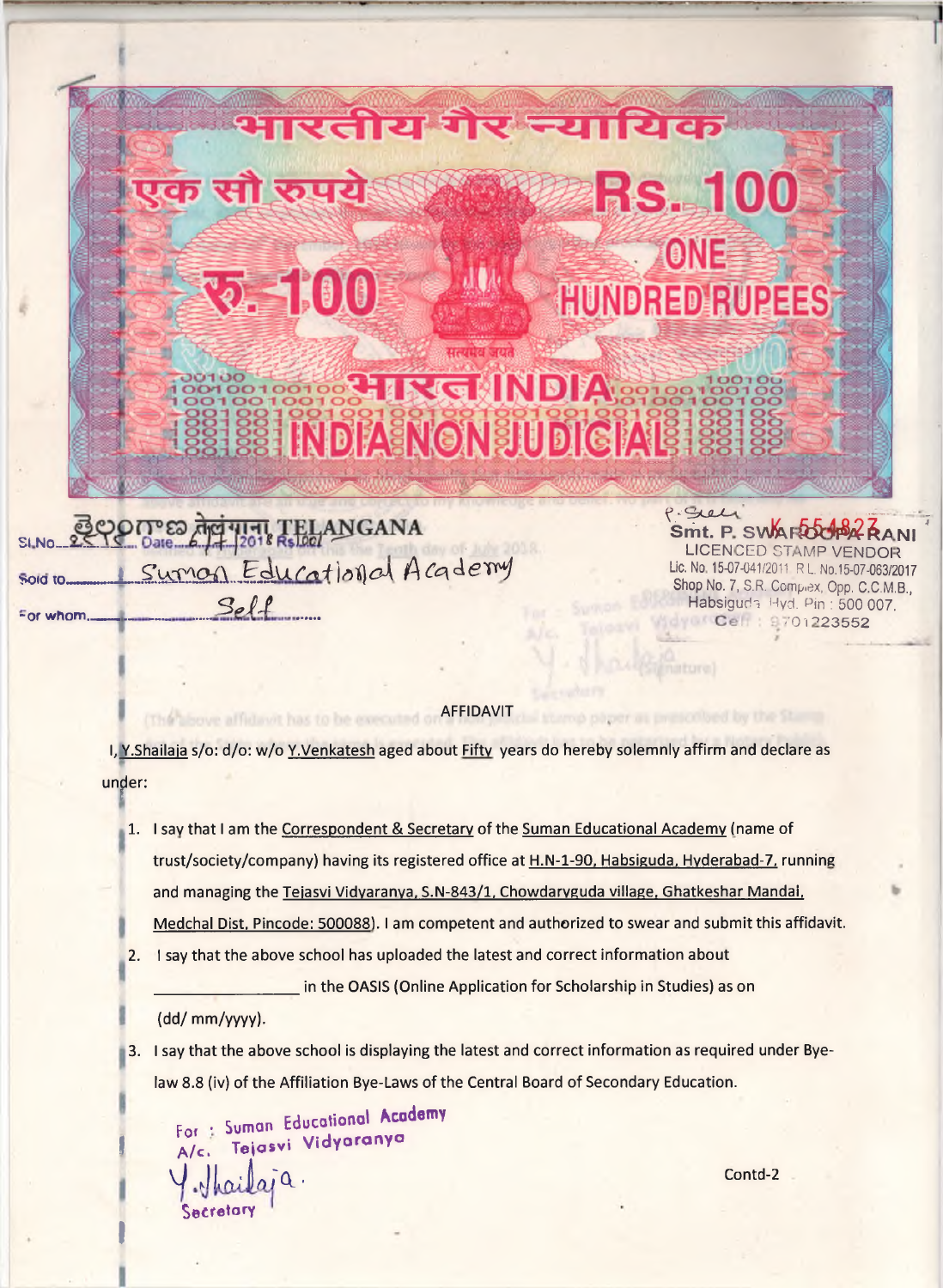भारतीय गैर न्यायिक

एक सौ रुपये

Rs. 100

रु. 100

ONE HUNDRED RUPEES

सत्यमेव जयते

भारत INDIA

INDIA NON JUDICIAL

తెలంగాణ तेलंगाना TELANGANA

Sl.No. 2515 Date 6.7.2018 Rs.100/-

Sold to Suman Educational Academy

For whom Self

K 554827

Smt. P. SWAROOPA RANI
LICENCED STAMP VENDOR
Lic. No. 15-07-041/2011 R.L. No.15-07-063/2017
Shop No. 7, S.R. Complex, Opp. C.C.M.B.,
Habsiguda Hyd. Pin : 500 007.
Cell : 9701223552

## AFFIDAVIT

I, Y.Shailaja s/o: d/o: w/o Y.Venkatesh aged about Fifty years do hereby solemnly affirm and declare as under:

1. I say that I am the Correspondent & Secretary of the Suman Educational Academy (name of trust/society/company) having its registered office at H.N-1-90, Habsiguda, Hyderabad-7, running and managing the Tejasvi Vidyaranya, S.N-843/1, Chowdaryguda village, Ghatkeshar Mandal, Medchal Dist, Pincode: 500088). I am competent and authorized to swear and submit this affidavit.
2. I say that the above school has uploaded the latest and correct information about \_\_\_\_\_\_\_\_\_\_\_\_\_\_\_\_ in the OASIS (Online Application for Scholarship in Studies) as on (dd/ mm/yyyy).
3. I say that the above school is displaying the latest and correct information as required under Bye-law 8.8 (iv) of the Affiliation Bye-Laws of the Central Board of Secondary Education.

For : Suman Educational Academy
A/c. Tejasvi Vidyaranya
Y.Shailaja
Secretary

Contd-2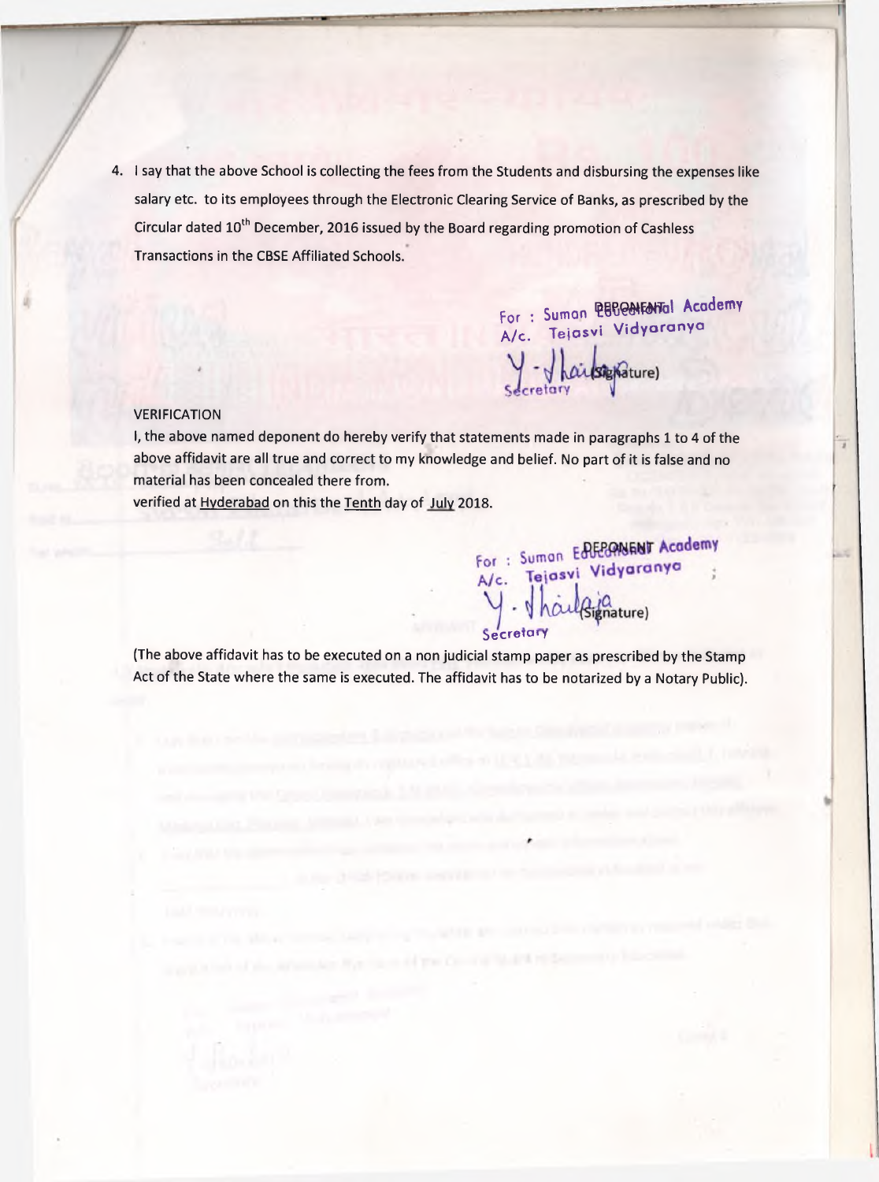4. I say that the above School is collecting the fees from the Students and disbursing the expenses like salary etc. to its employees through the Electronic Clearing Service of Banks, as prescribed by the Circular dated 10th December, 2016 issued by the Board regarding promotion of Cashless Transactions in the CBSE Affiliated Schools.

For : Suman Educational Academy
A/c. Tejasvi Vidyaranya
DEPONENT
(Signature)
Secretary

VERIFICATION

I, the above named deponent do hereby verify that statements made in paragraphs 1 to 4 of the above affidavit are all true and correct to my knowledge and belief. No part of it is false and no material has been concealed there from.

verified at Hyderabad on this the Tenth day of July 2018.

For : Suman Educational Academy
A/c. Tejasvi Vidyaranya
DEPONENT
(Signature)
Secretary

(The above affidavit has to be executed on a non judicial stamp paper as prescribed by the Stamp Act of the State where the same is executed. The affidavit has to be notarized by a Notary Public).